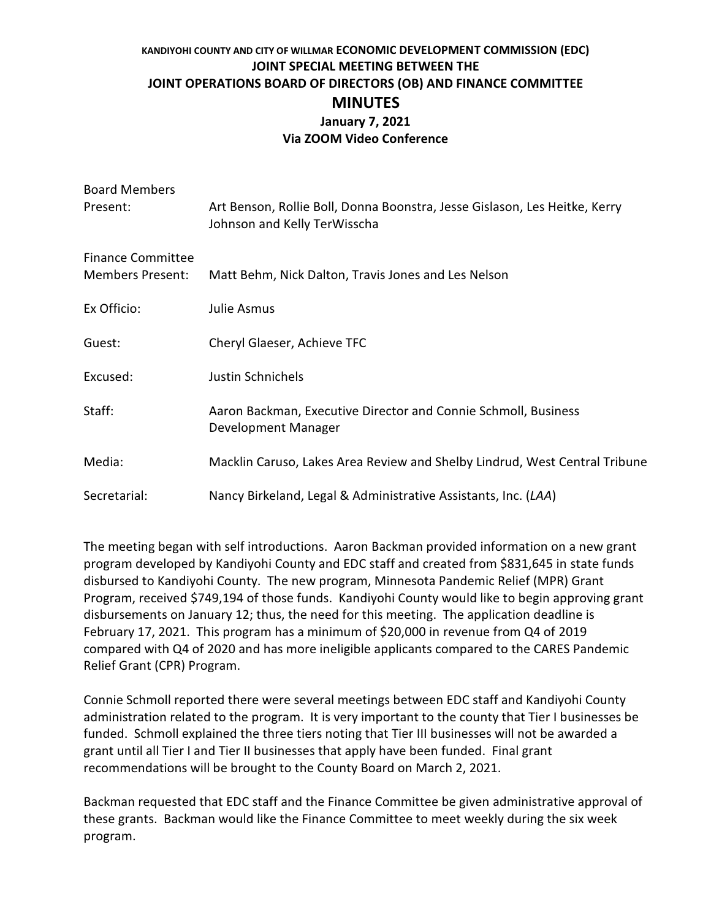**KANDIYOHI COUNTY AND CITY OF WILLMAR ECONOMIC DEVELOPMENT COMMISSION (EDC)**
**JOINT SPECIAL MEETING BETWEEN THE**
**JOINT OPERATIONS BOARD OF DIRECTORS (OB) AND FINANCE COMMITTEE**

# MINUTES

**January 7, 2021**
**Via ZOOM Video Conference**

| | |
|---|---|
| Board Members Present: | Art Benson, Rollie Boll, Donna Boonstra, Jesse Gislason, Les Heitke, Kerry Johnson and Kelly TerWisscha |
| Finance Committee Members Present: | Matt Behm, Nick Dalton, Travis Jones and Les Nelson |
| Ex Officio: | Julie Asmus |
| Guest: | Cheryl Glaeser, Achieve TFC |
| Excused: | Justin Schnichels |
| Staff: | Aaron Backman, Executive Director and Connie Schmoll, Business Development Manager |
| Media: | Macklin Caruso, Lakes Area Review and Shelby Lindrud, West Central Tribune |
| Secretarial: | Nancy Birkeland, Legal & Administrative Assistants, Inc. (*LAA*) |

The meeting began with self introductions. Aaron Backman provided information on a new grant program developed by Kandiyohi County and EDC staff and created from $831,645 in state funds disbursed to Kandiyohi County. The new program, Minnesota Pandemic Relief (MPR) Grant Program, received $749,194 of those funds. Kandiyohi County would like to begin approving grant disbursements on January 12; thus, the need for this meeting. The application deadline is February 17, 2021. This program has a minimum of $20,000 in revenue from Q4 of 2019 compared with Q4 of 2020 and has more ineligible applicants compared to the CARES Pandemic Relief Grant (CPR) Program.

Connie Schmoll reported there were several meetings between EDC staff and Kandiyohi County administration related to the program. It is very important to the county that Tier I businesses be funded. Schmoll explained the three tiers noting that Tier III businesses will not be awarded a grant until all Tier I and Tier II businesses that apply have been funded. Final grant recommendations will be brought to the County Board on March 2, 2021.

Backman requested that EDC staff and the Finance Committee be given administrative approval of these grants. Backman would like the Finance Committee to meet weekly during the six week program.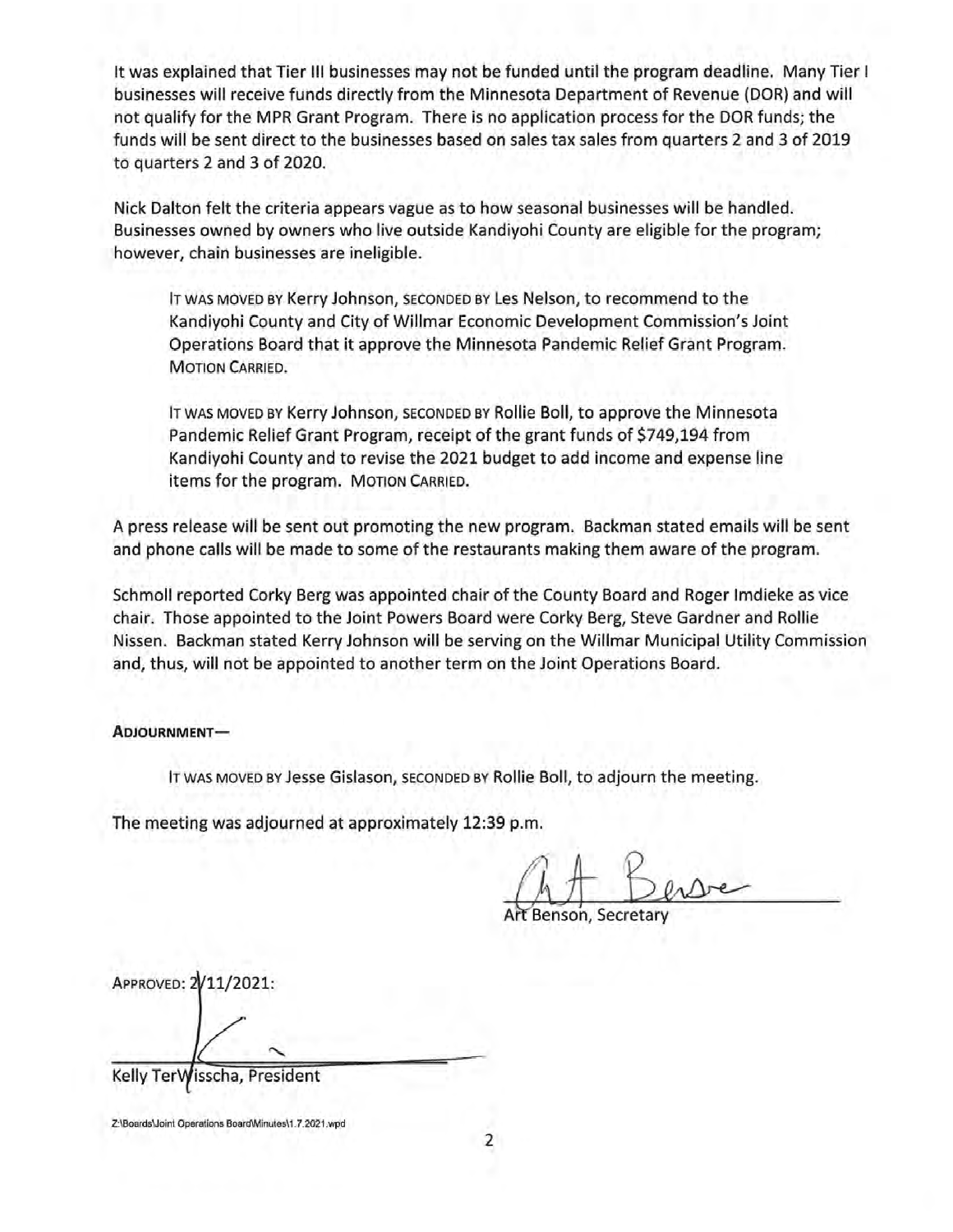It was explained that Tier III businesses may not be funded until the program deadline. Many Tier I businesses will receive funds directly from the Minnesota Department of Revenue (DOR) and will not qualify for the MPR Grant Program. There is no application process for the DOR funds; the funds will be sent direct to the businesses based on sales tax sales from quarters 2 and 3 of 2019 to quarters 2 and 3 of 2020.

Nick Dalton felt the criteria appears vague as to how seasonal businesses will be handled. Businesses owned by owners who live outside Kandiyohi County are eligible for the program; however, chain businesses are ineligible.

> IT WAS MOVED BY Kerry Johnson, SECONDED BY Les Nelson, to recommend to the Kandiyohi County and City of Willmar Economic Development Commission's Joint Operations Board that it approve the Minnesota Pandemic Relief Grant Program. MOTION CARRIED.

> IT WAS MOVED BY Kerry Johnson, SECONDED BY Rollie Boll, to approve the Minnesota Pandemic Relief Grant Program, receipt of the grant funds of $749,194 from Kandiyohi County and to revise the 2021 budget to add income and expense line items for the program. MOTION CARRIED.

A press release will be sent out promoting the new program. Backman stated emails will be sent and phone calls will be made to some of the restaurants making them aware of the program.

Schmoll reported Corky Berg was appointed chair of the County Board and Roger Imdieke as vice chair. Those appointed to the Joint Powers Board were Corky Berg, Steve Gardner and Rollie Nissen. Backman stated Kerry Johnson will be serving on the Willmar Municipal Utility Commission and, thus, will not be appointed to another term on the Joint Operations Board.

**ADJOURNMENT—**

> IT WAS MOVED BY Jesse Gislason, SECONDED BY Rollie Boll, to adjourn the meeting.

The meeting was adjourned at approximately 12:39 p.m.

Art Benson, Secretary

APPROVED: 2/11/2021:

Kelly TerWisscha, President

Z:\Boards\Joint Operations Board\Minutes\1.7.2021.wpd